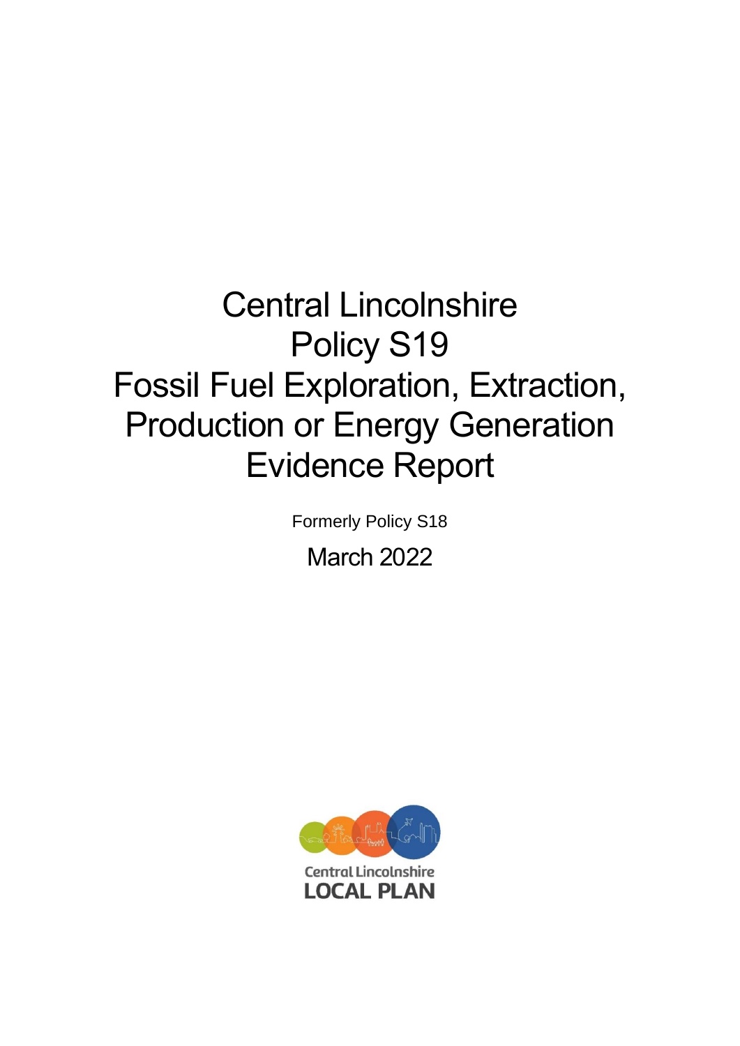# Central Lincolnshire Policy S19 Fossil Fuel Exploration, Extraction, Production or Energy Generation Evidence Report

Formerly Policy S18

March 2022

Central Lincolnshire
LOCAL PLAN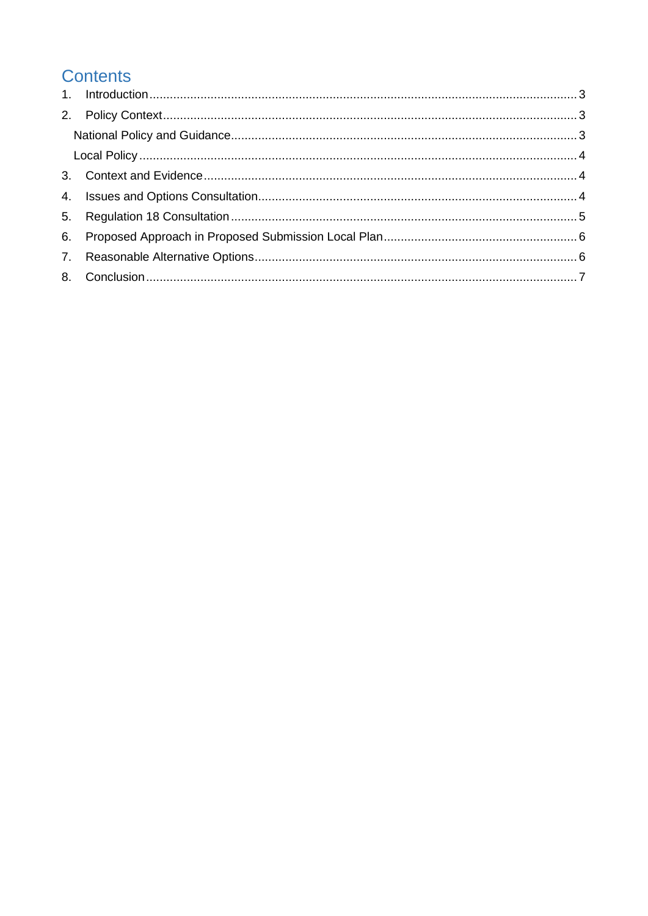# Contents

1. Introduction ..... 3
2. Policy Context ..... 3
   - National Policy and Guidance ..... 3
   - Local Policy ..... 4
3. Context and Evidence ..... 4
4. Issues and Options Consultation ..... 4
5. Regulation 18 Consultation ..... 5
6. Proposed Approach in Proposed Submission Local Plan ..... 6
7. Reasonable Alternative Options ..... 6
8. Conclusion ..... 7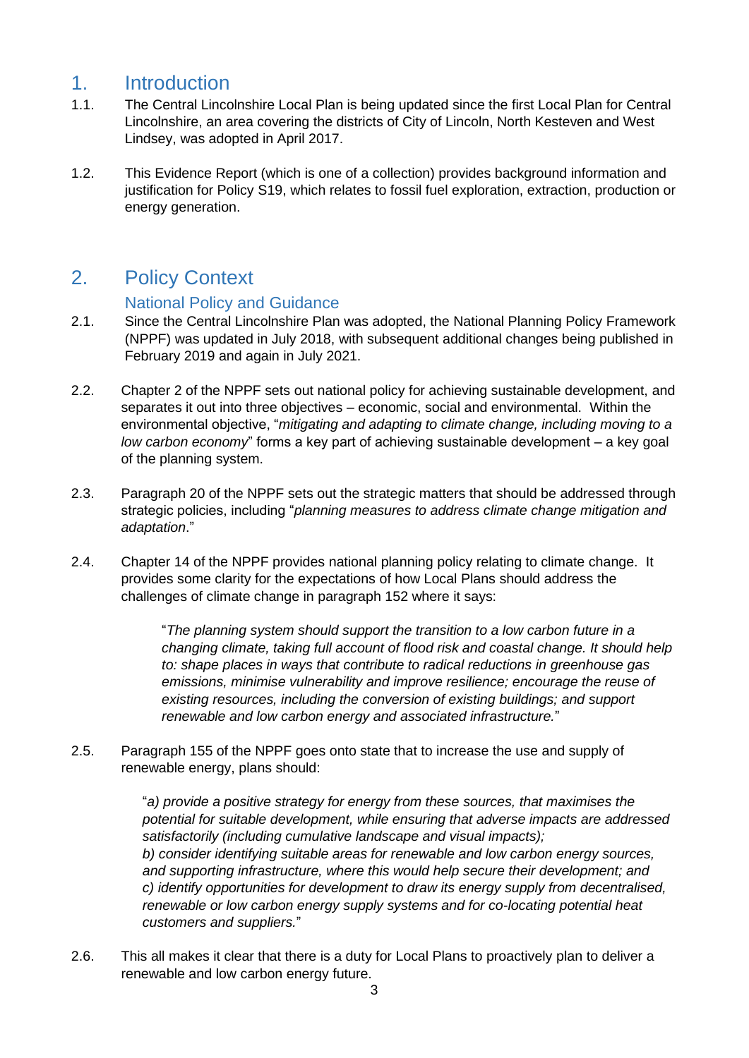# 1. Introduction

1.1. The Central Lincolnshire Local Plan is being updated since the first Local Plan for Central Lincolnshire, an area covering the districts of City of Lincoln, North Kesteven and West Lindsey, was adopted in April 2017.

1.2. This Evidence Report (which is one of a collection) provides background information and justification for Policy S19, which relates to fossil fuel exploration, extraction, production or energy generation.

# 2. Policy Context

## National Policy and Guidance

2.1. Since the Central Lincolnshire Plan was adopted, the National Planning Policy Framework (NPPF) was updated in July 2018, with subsequent additional changes being published in February 2019 and again in July 2021.

2.2. Chapter 2 of the NPPF sets out national policy for achieving sustainable development, and separates it out into three objectives – economic, social and environmental. Within the environmental objective, "*mitigating and adapting to climate change, including moving to a low carbon economy*" forms a key part of achieving sustainable development – a key goal of the planning system.

2.3. Paragraph 20 of the NPPF sets out the strategic matters that should be addressed through strategic policies, including "*planning measures to address climate change mitigation and adaptation*."

2.4. Chapter 14 of the NPPF provides national planning policy relating to climate change. It provides some clarity for the expectations of how Local Plans should address the challenges of climate change in paragraph 152 where it says:

> "*The planning system should support the transition to a low carbon future in a changing climate, taking full account of flood risk and coastal change. It should help to: shape places in ways that contribute to radical reductions in greenhouse gas emissions, minimise vulnerability and improve resilience; encourage the reuse of existing resources, including the conversion of existing buildings; and support renewable and low carbon energy and associated infrastructure.*"

2.5. Paragraph 155 of the NPPF goes onto state that to increase the use and supply of renewable energy, plans should:

> "*a) provide a positive strategy for energy from these sources, that maximises the potential for suitable development, while ensuring that adverse impacts are addressed satisfactorily (including cumulative landscape and visual impacts);*
> *b) consider identifying suitable areas for renewable and low carbon energy sources, and supporting infrastructure, where this would help secure their development; and*
> *c) identify opportunities for development to draw its energy supply from decentralised, renewable or low carbon energy supply systems and for co-locating potential heat customers and suppliers.*"

2.6. This all makes it clear that there is a duty for Local Plans to proactively plan to deliver a renewable and low carbon energy future.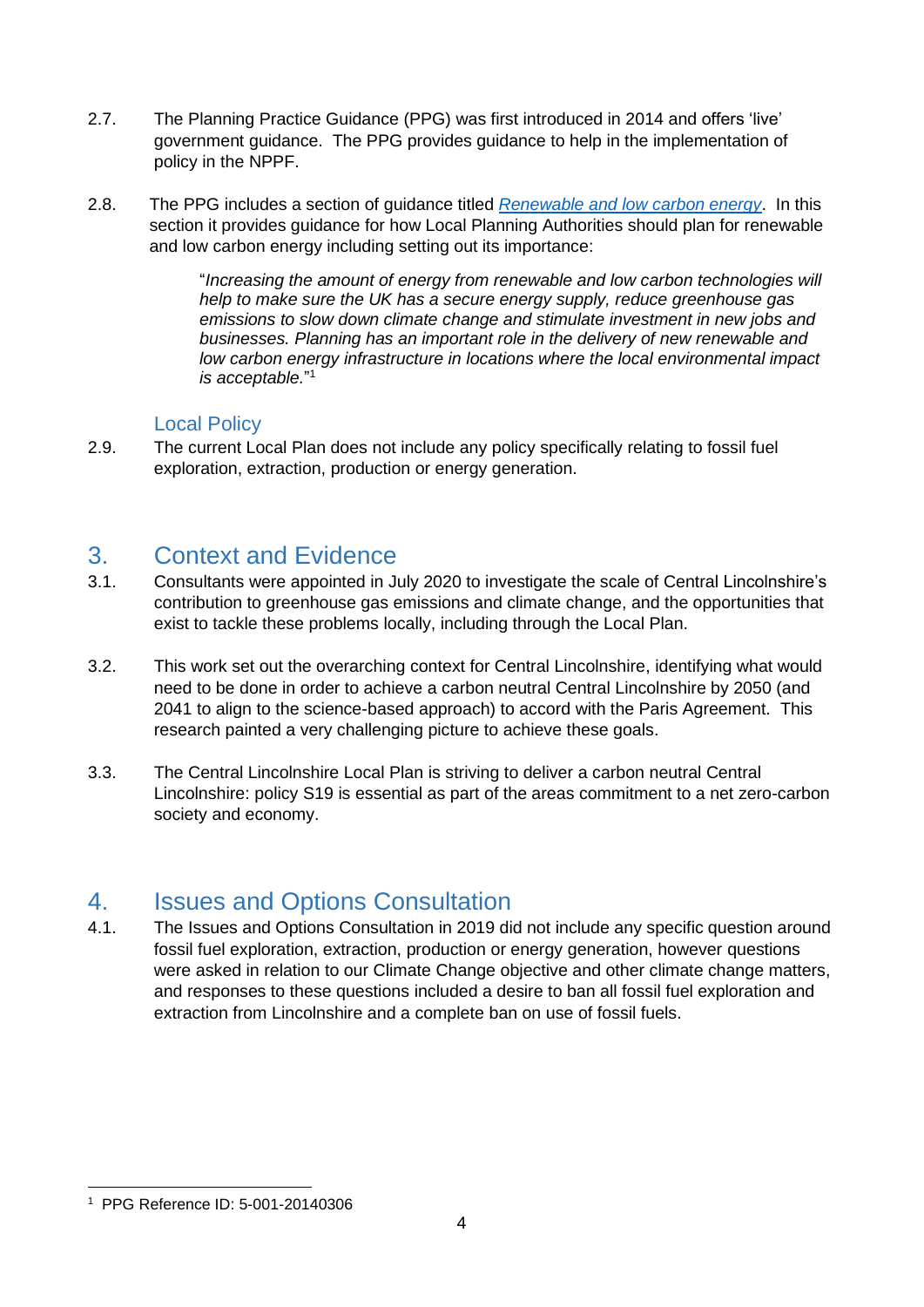2.7. The Planning Practice Guidance (PPG) was first introduced in 2014 and offers 'live' government guidance. The PPG provides guidance to help in the implementation of policy in the NPPF.

2.8. The PPG includes a section of guidance titled [*Renewable and low carbon energy*](). In this section it provides guidance for how Local Planning Authorities should plan for renewable and low carbon energy including setting out its importance:

> "*Increasing the amount of energy from renewable and low carbon technologies will help to make sure the UK has a secure energy supply, reduce greenhouse gas emissions to slow down climate change and stimulate investment in new jobs and businesses. Planning has an important role in the delivery of new renewable and low carbon energy infrastructure in locations where the local environmental impact is acceptable.*"[1]

### Local Policy

2.9. The current Local Plan does not include any policy specifically relating to fossil fuel exploration, extraction, production or energy generation.

## 3. Context and Evidence

3.1. Consultants were appointed in July 2020 to investigate the scale of Central Lincolnshire's contribution to greenhouse gas emissions and climate change, and the opportunities that exist to tackle these problems locally, including through the Local Plan.

3.2. This work set out the overarching context for Central Lincolnshire, identifying what would need to be done in order to achieve a carbon neutral Central Lincolnshire by 2050 (and 2041 to align to the science-based approach) to accord with the Paris Agreement. This research painted a very challenging picture to achieve these goals.

3.3. The Central Lincolnshire Local Plan is striving to deliver a carbon neutral Central Lincolnshire: policy S19 is essential as part of the areas commitment to a net zero-carbon society and economy.

## 4. Issues and Options Consultation

4.1. The Issues and Options Consultation in 2019 did not include any specific question around fossil fuel exploration, extraction, production or energy generation, however questions were asked in relation to our Climate Change objective and other climate change matters, and responses to these questions included a desire to ban all fossil fuel exploration and extraction from Lincolnshire and a complete ban on use of fossil fuels.

---

[1] PPG Reference ID: 5-001-20140306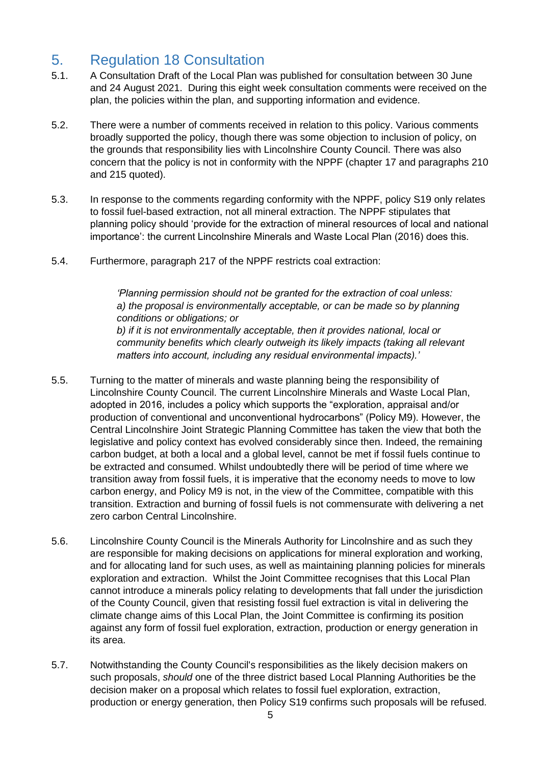# 5. Regulation 18 Consultation

5.1. A Consultation Draft of the Local Plan was published for consultation between 30 June and 24 August 2021. During this eight week consultation comments were received on the plan, the policies within the plan, and supporting information and evidence.

5.2. There were a number of comments received in relation to this policy. Various comments broadly supported the policy, though there was some objection to inclusion of policy, on the grounds that responsibility lies with Lincolnshire County Council. There was also concern that the policy is not in conformity with the NPPF (chapter 17 and paragraphs 210 and 215 quoted).

5.3. In response to the comments regarding conformity with the NPPF, policy S19 only relates to fossil fuel-based extraction, not all mineral extraction. The NPPF stipulates that planning policy should 'provide for the extraction of mineral resources of local and national importance': the current Lincolnshire Minerals and Waste Local Plan (2016) does this.

5.4. Furthermore, paragraph 217 of the NPPF restricts coal extraction:

> *'Planning permission should not be granted for the extraction of coal unless:*
> *a) the proposal is environmentally acceptable, or can be made so by planning conditions or obligations; or*
> *b) if it is not environmentally acceptable, then it provides national, local or community benefits which clearly outweigh its likely impacts (taking all relevant matters into account, including any residual environmental impacts).'*

5.5. Turning to the matter of minerals and waste planning being the responsibility of Lincolnshire County Council. The current Lincolnshire Minerals and Waste Local Plan, adopted in 2016, includes a policy which supports the "exploration, appraisal and/or production of conventional and unconventional hydrocarbons" (Policy M9). However, the Central Lincolnshire Joint Strategic Planning Committee has taken the view that both the legislative and policy context has evolved considerably since then. Indeed, the remaining carbon budget, at both a local and a global level, cannot be met if fossil fuels continue to be extracted and consumed. Whilst undoubtedly there will be period of time where we transition away from fossil fuels, it is imperative that the economy needs to move to low carbon energy, and Policy M9 is not, in the view of the Committee, compatible with this transition. Extraction and burning of fossil fuels is not commensurate with delivering a net zero carbon Central Lincolnshire.

5.6. Lincolnshire County Council is the Minerals Authority for Lincolnshire and as such they are responsible for making decisions on applications for mineral exploration and working, and for allocating land for such uses, as well as maintaining planning policies for minerals exploration and extraction. Whilst the Joint Committee recognises that this Local Plan cannot introduce a minerals policy relating to developments that fall under the jurisdiction of the County Council, given that resisting fossil fuel extraction is vital in delivering the climate change aims of this Local Plan, the Joint Committee is confirming its position against any form of fossil fuel exploration, extraction, production or energy generation in its area.

5.7. Notwithstanding the County Council's responsibilities as the likely decision makers on such proposals, *should* one of the three district based Local Planning Authorities be the decision maker on a proposal which relates to fossil fuel exploration, extraction, production or energy generation, then Policy S19 confirms such proposals will be refused.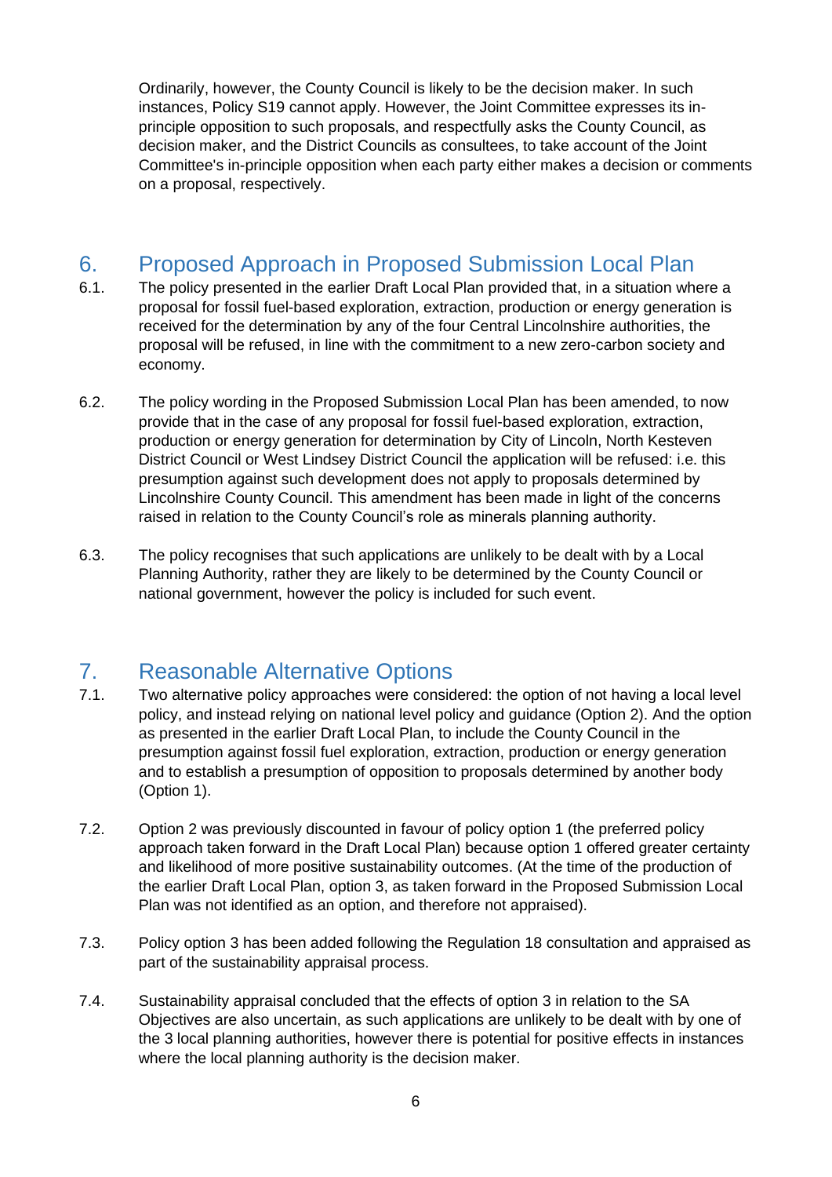Ordinarily, however, the County Council is likely to be the decision maker. In such instances, Policy S19 cannot apply. However, the Joint Committee expresses its in-principle opposition to such proposals, and respectfully asks the County Council, as decision maker, and the District Councils as consultees, to take account of the Joint Committee's in-principle opposition when each party either makes a decision or comments on a proposal, respectively.

## 6. Proposed Approach in Proposed Submission Local Plan

6.1. The policy presented in the earlier Draft Local Plan provided that, in a situation where a proposal for fossil fuel-based exploration, extraction, production or energy generation is received for the determination by any of the four Central Lincolnshire authorities, the proposal will be refused, in line with the commitment to a new zero-carbon society and economy.

6.2. The policy wording in the Proposed Submission Local Plan has been amended, to now provide that in the case of any proposal for fossil fuel-based exploration, extraction, production or energy generation for determination by City of Lincoln, North Kesteven District Council or West Lindsey District Council the application will be refused: i.e. this presumption against such development does not apply to proposals determined by Lincolnshire County Council. This amendment has been made in light of the concerns raised in relation to the County Council's role as minerals planning authority.

6.3. The policy recognises that such applications are unlikely to be dealt with by a Local Planning Authority, rather they are likely to be determined by the County Council or national government, however the policy is included for such event.

## 7. Reasonable Alternative Options

7.1. Two alternative policy approaches were considered: the option of not having a local level policy, and instead relying on national level policy and guidance (Option 2). And the option as presented in the earlier Draft Local Plan, to include the County Council in the presumption against fossil fuel exploration, extraction, production or energy generation and to establish a presumption of opposition to proposals determined by another body (Option 1).

7.2. Option 2 was previously discounted in favour of policy option 1 (the preferred policy approach taken forward in the Draft Local Plan) because option 1 offered greater certainty and likelihood of more positive sustainability outcomes. (At the time of the production of the earlier Draft Local Plan, option 3, as taken forward in the Proposed Submission Local Plan was not identified as an option, and therefore not appraised).

7.3. Policy option 3 has been added following the Regulation 18 consultation and appraised as part of the sustainability appraisal process.

7.4. Sustainability appraisal concluded that the effects of option 3 in relation to the SA Objectives are also uncertain, as such applications are unlikely to be dealt with by one of the 3 local planning authorities, however there is potential for positive effects in instances where the local planning authority is the decision maker.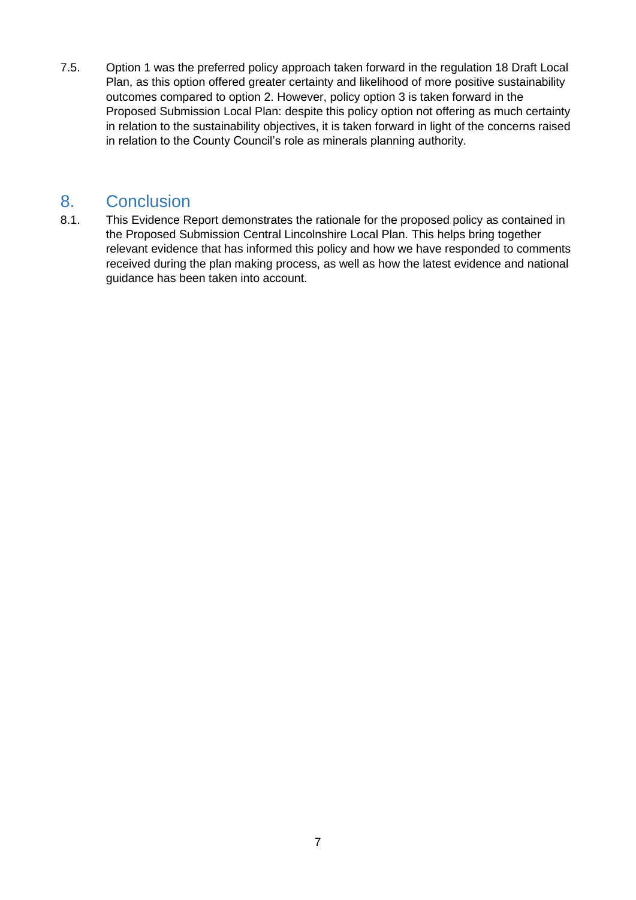7.5. Option 1 was the preferred policy approach taken forward in the regulation 18 Draft Local Plan, as this option offered greater certainty and likelihood of more positive sustainability outcomes compared to option 2. However, policy option 3 is taken forward in the Proposed Submission Local Plan: despite this policy option not offering as much certainty in relation to the sustainability objectives, it is taken forward in light of the concerns raised in relation to the County Council's role as minerals planning authority.

## 8. Conclusion

8.1. This Evidence Report demonstrates the rationale for the proposed policy as contained in the Proposed Submission Central Lincolnshire Local Plan. This helps bring together relevant evidence that has informed this policy and how we have responded to comments received during the plan making process, as well as how the latest evidence and national guidance has been taken into account.